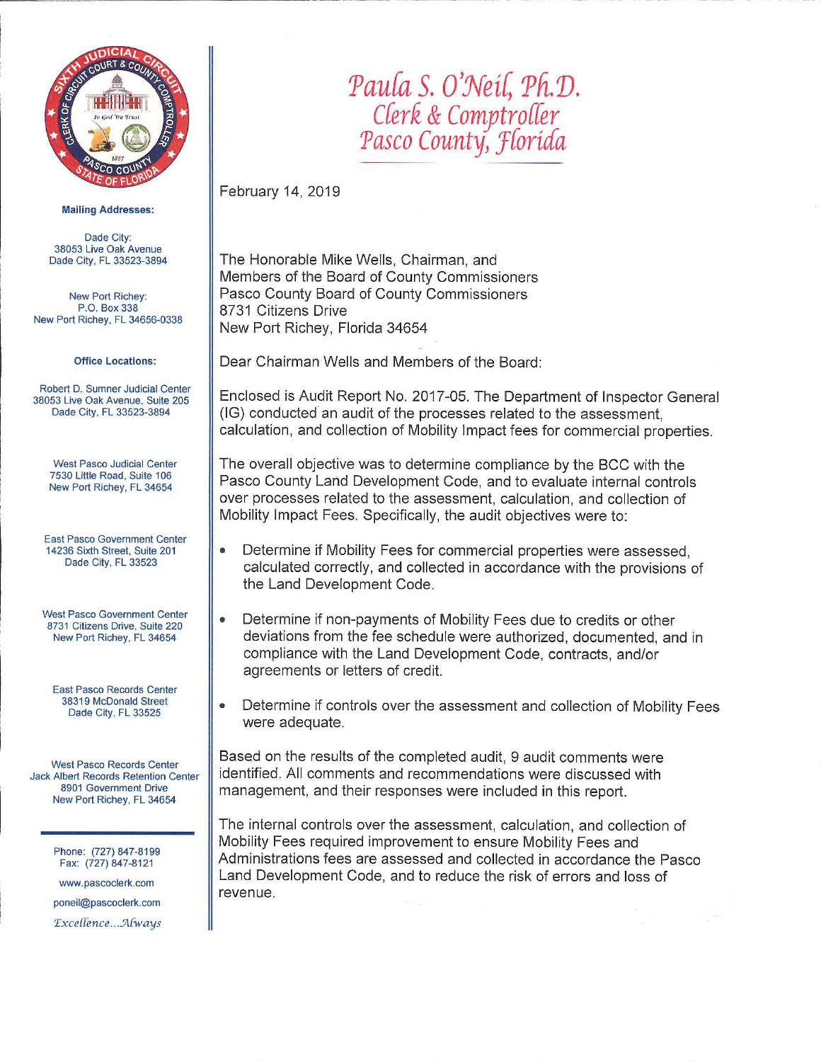# Paula S. O'Neil, Ph.D.
## Clerk & Comptroller
## Pasco County, Florida

**Mailing Addresses:**

Dade City:
38053 Live Oak Avenue
Dade City, FL 33523-3894

New Port Richey:
P.O. Box 338
New Port Richey, FL 34656-0338

**Office Locations:**

Robert D. Sumner Judicial Center
38053 Live Oak Avenue, Suite 205
Dade City, FL 33523-3894

West Pasco Judicial Center
7530 Little Road, Suite 106
New Port Richey, FL 34654

East Pasco Government Center
14236 Sixth Street, Suite 201
Dade City, FL 33523

West Pasco Government Center
8731 Citizens Drive, Suite 220
New Port Richey, FL 34654

East Pasco Records Center
38319 McDonald Street
Dade City, FL 33525

West Pasco Records Center
Jack Albert Records Retention Center
8901 Government Drive
New Port Richey, FL 34654

Phone: (727) 847-8199
Fax: (727) 847-8121
www.pascoclerk.com
poneil@pascoclerk.com
*Excellence...Always*

---

February 14, 2019

The Honorable Mike Wells, Chairman, and
Members of the Board of County Commissioners
Pasco County Board of County Commissioners
8731 Citizens Drive
New Port Richey, Florida 34654

Dear Chairman Wells and Members of the Board:

Enclosed is Audit Report No. 2017-05. The Department of Inspector General (IG) conducted an audit of the processes related to the assessment, calculation, and collection of Mobility Impact fees for commercial properties.

The overall objective was to determine compliance by the BCC with the Pasco County Land Development Code, and to evaluate internal controls over processes related to the assessment, calculation, and collection of Mobility Impact Fees. Specifically, the audit objectives were to:

- Determine if Mobility Fees for commercial properties were assessed, calculated correctly, and collected in accordance with the provisions of the Land Development Code.
- Determine if non-payments of Mobility Fees due to credits or other deviations from the fee schedule were authorized, documented, and in compliance with the Land Development Code, contracts, and/or agreements or letters of credit.
- Determine if controls over the assessment and collection of Mobility Fees were adequate.

Based on the results of the completed audit, 9 audit comments were identified. All comments and recommendations were discussed with management, and their responses were included in this report.

The internal controls over the assessment, calculation, and collection of Mobility Fees required improvement to ensure Mobility Fees and Administrations fees are assessed and collected in accordance the Pasco Land Development Code, and to reduce the risk of errors and loss of revenue.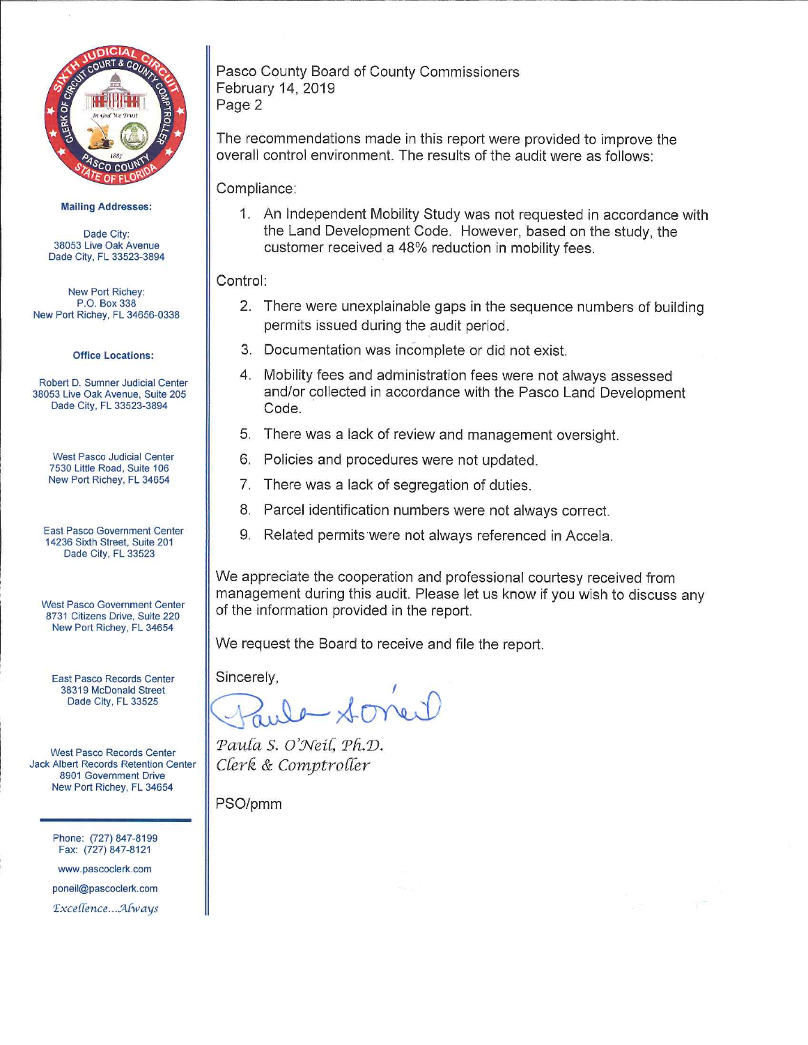Pasco County Board of County Commissioners
February 14, 2019
Page 2

The recommendations made in this report were provided to improve the overall control environment. The results of the audit were as follows:

Compliance:

1. An Independent Mobility Study was not requested in accordance with the Land Development Code. However, based on the study, the customer received a 48% reduction in mobility fees.

Control:

2. There were unexplainable gaps in the sequence numbers of building permits issued during the audit period.
3. Documentation was incomplete or did not exist.
4. Mobility fees and administration fees were not always assessed and/or collected in accordance with the Pasco Land Development Code.
5. There was a lack of review and management oversight.
6. Policies and procedures were not updated.
7. There was a lack of segregation of duties.
8. Parcel identification numbers were not always correct.
9. Related permits were not always referenced in Accela.

We appreciate the cooperation and professional courtesy received from management during this audit. Please let us know if you wish to discuss any of the information provided in the report.

We request the Board to receive and file the report.

Sincerely,

*Paula S. O'Neil, Ph.D.*
*Clerk & Comptroller*

PSO/pmm

**Mailing Addresses:**

Dade City:
38053 Live Oak Avenue
Dade City, FL 33523-3894

New Port Richey:
P.O. Box 338
New Port Richey, FL 34656-0338

**Office Locations:**

Robert D. Sumner Judicial Center
38053 Live Oak Avenue, Suite 205
Dade City, FL 33523-3894

West Pasco Judicial Center
7530 Little Road, Suite 106
New Port Richey, FL 34654

East Pasco Government Center
14236 Sixth Street, Suite 201
Dade City, FL 33523

West Pasco Government Center
8731 Citizens Drive, Suite 220
New Port Richey, FL 34654

East Pasco Records Center
38319 McDonald Street
Dade City, FL 33525

West Pasco Records Center
Jack Albert Records Retention Center
8901 Government Drive
New Port Richey, FL 34654

Phone: (727) 847-8199
Fax: (727) 847-8121

www.pascoclerk.com

poneil@pascoclerk.com

*Excellence....Always*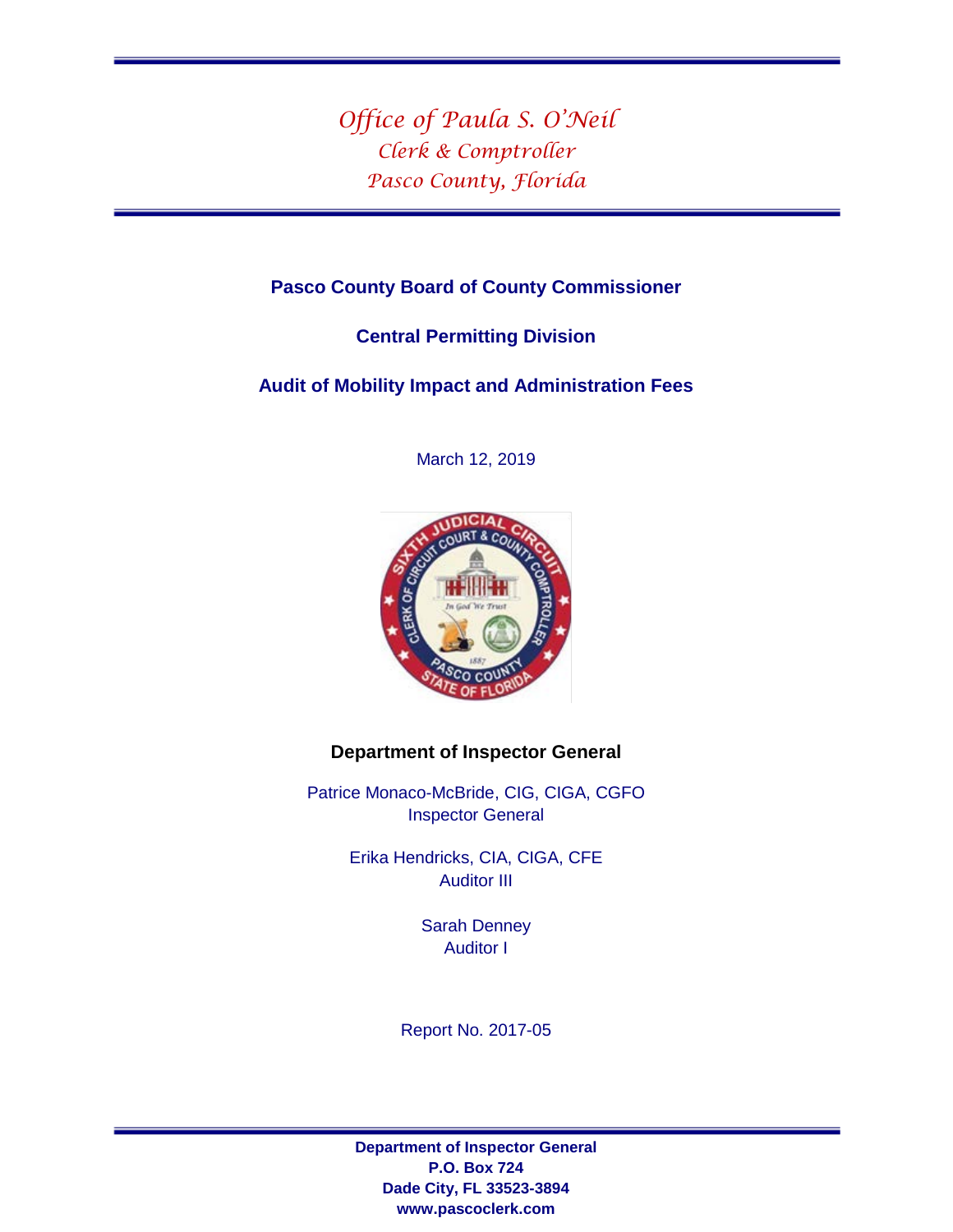*Office of Paula S. O'Neil*
*Clerk & Comptroller*
*Pasco County, Florida*

**Pasco County Board of County Commissioner**

**Central Permitting Division**

**Audit of Mobility Impact and Administration Fees**

March 12, 2019

**Department of Inspector General**

Patrice Monaco-McBride, CIG, CIGA, CGFO
Inspector General

Erika Hendricks, CIA, CIGA, CFE
Auditor III

Sarah Denney
Auditor I

Report No. 2017-05

**Department of Inspector General**
**P.O. Box 724**
**Dade City, FL 33523-3894**
**www.pascoclerk.com**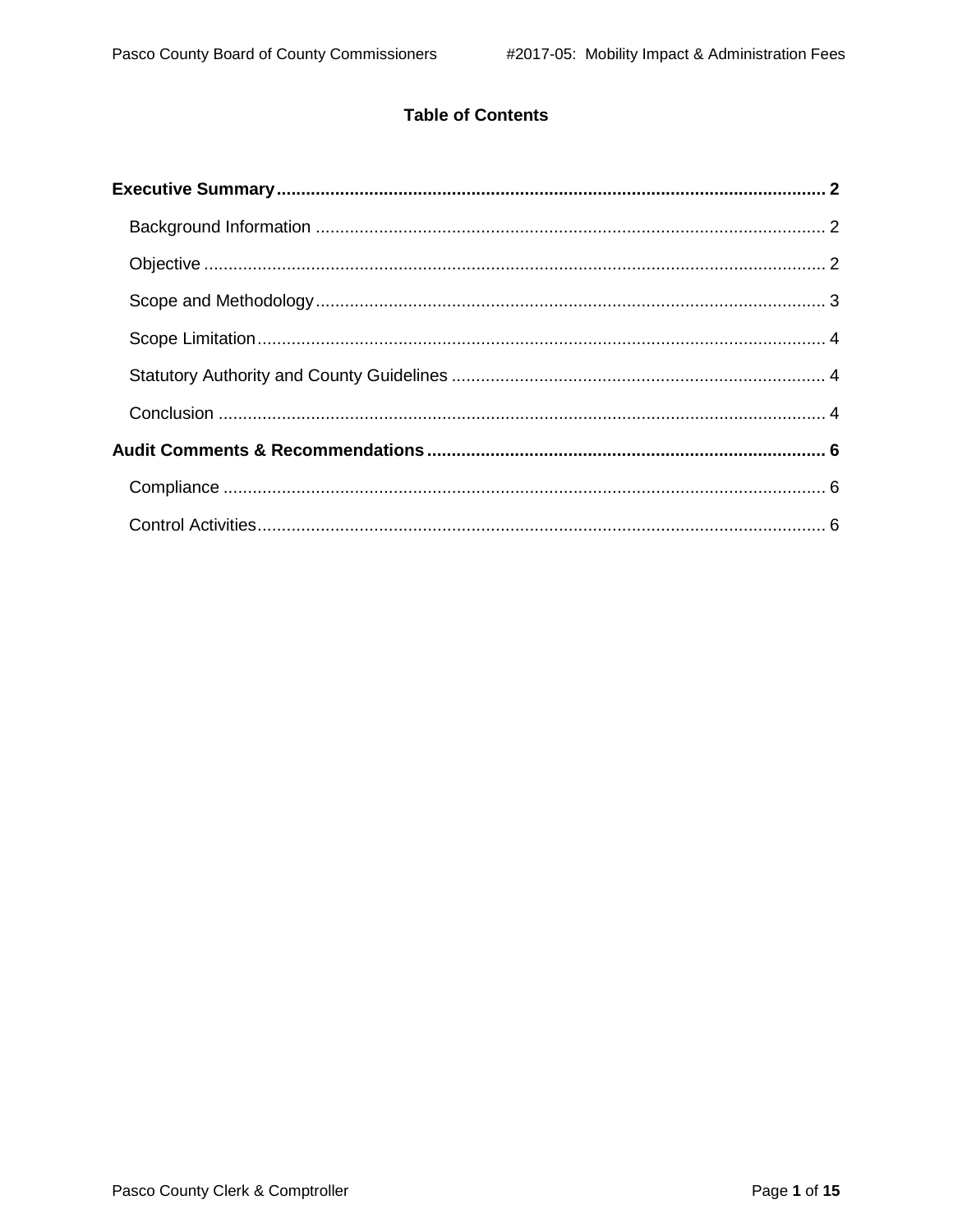# Table of Contents

**Executive Summary** .......... **2**

- Background Information .......... 2
- Objective .......... 2
- Scope and Methodology .......... 3
- Scope Limitation .......... 4
- Statutory Authority and County Guidelines .......... 4
- Conclusion .......... 4

**Audit Comments & Recommendations** .......... **6**

- Compliance .......... 6
- Control Activities .......... 6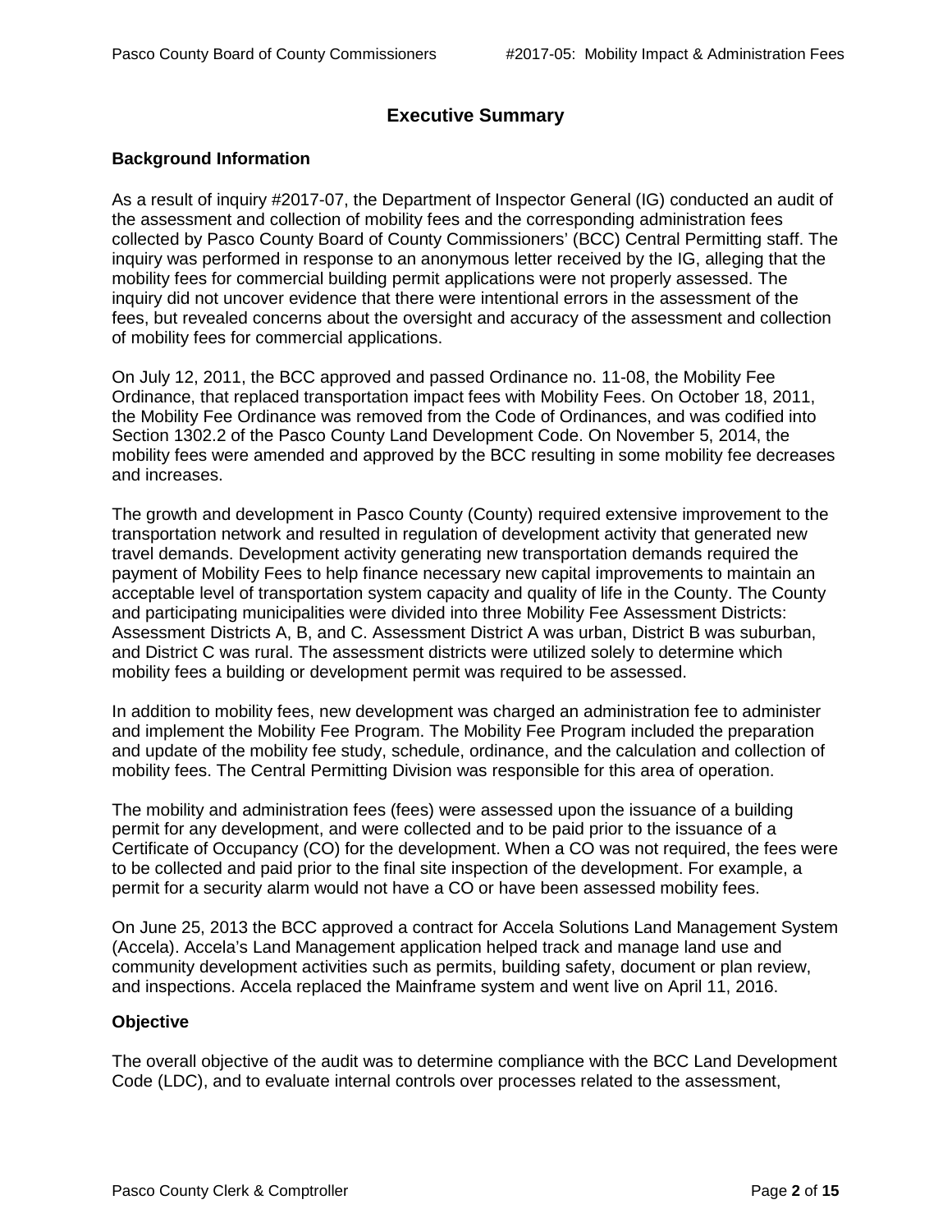# Executive Summary

### Background Information

As a result of inquiry #2017-07, the Department of Inspector General (IG) conducted an audit of the assessment and collection of mobility fees and the corresponding administration fees collected by Pasco County Board of County Commissioners' (BCC) Central Permitting staff. The inquiry was performed in response to an anonymous letter received by the IG, alleging that the mobility fees for commercial building permit applications were not properly assessed. The inquiry did not uncover evidence that there were intentional errors in the assessment of the fees, but revealed concerns about the oversight and accuracy of the assessment and collection of mobility fees for commercial applications.

On July 12, 2011, the BCC approved and passed Ordinance no. 11-08, the Mobility Fee Ordinance, that replaced transportation impact fees with Mobility Fees. On October 18, 2011, the Mobility Fee Ordinance was removed from the Code of Ordinances, and was codified into Section 1302.2 of the Pasco County Land Development Code. On November 5, 2014, the mobility fees were amended and approved by the BCC resulting in some mobility fee decreases and increases.

The growth and development in Pasco County (County) required extensive improvement to the transportation network and resulted in regulation of development activity that generated new travel demands. Development activity generating new transportation demands required the payment of Mobility Fees to help finance necessary new capital improvements to maintain an acceptable level of transportation system capacity and quality of life in the County. The County and participating municipalities were divided into three Mobility Fee Assessment Districts: Assessment Districts A, B, and C. Assessment District A was urban, District B was suburban, and District C was rural. The assessment districts were utilized solely to determine which mobility fees a building or development permit was required to be assessed.

In addition to mobility fees, new development was charged an administration fee to administer and implement the Mobility Fee Program. The Mobility Fee Program included the preparation and update of the mobility fee study, schedule, ordinance, and the calculation and collection of mobility fees. The Central Permitting Division was responsible for this area of operation.

The mobility and administration fees (fees) were assessed upon the issuance of a building permit for any development, and were collected and to be paid prior to the issuance of a Certificate of Occupancy (CO) for the development. When a CO was not required, the fees were to be collected and paid prior to the final site inspection of the development. For example, a permit for a security alarm would not have a CO or have been assessed mobility fees.

On June 25, 2013 the BCC approved a contract for Accela Solutions Land Management System (Accela). Accela's Land Management application helped track and manage land use and community development activities such as permits, building safety, document or plan review, and inspections. Accela replaced the Mainframe system and went live on April 11, 2016.

### Objective

The overall objective of the audit was to determine compliance with the BCC Land Development Code (LDC), and to evaluate internal controls over processes related to the assessment,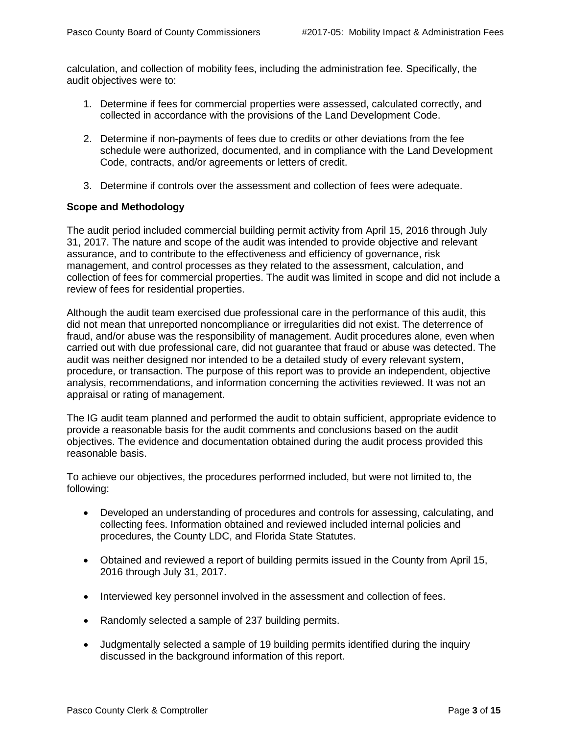calculation, and collection of mobility fees, including the administration fee. Specifically, the audit objectives were to:

1. Determine if fees for commercial properties were assessed, calculated correctly, and collected in accordance with the provisions of the Land Development Code.

2. Determine if non-payments of fees due to credits or other deviations from the fee schedule were authorized, documented, and in compliance with the Land Development Code, contracts, and/or agreements or letters of credit.

3. Determine if controls over the assessment and collection of fees were adequate.

**Scope and Methodology**

The audit period included commercial building permit activity from April 15, 2016 through July 31, 2017. The nature and scope of the audit was intended to provide objective and relevant assurance, and to contribute to the effectiveness and efficiency of governance, risk management, and control processes as they related to the assessment, calculation, and collection of fees for commercial properties. The audit was limited in scope and did not include a review of fees for residential properties.

Although the audit team exercised due professional care in the performance of this audit, this did not mean that unreported noncompliance or irregularities did not exist. The deterrence of fraud, and/or abuse was the responsibility of management. Audit procedures alone, even when carried out with due professional care, did not guarantee that fraud or abuse was detected. The audit was neither designed nor intended to be a detailed study of every relevant system, procedure, or transaction. The purpose of this report was to provide an independent, objective analysis, recommendations, and information concerning the activities reviewed. It was not an appraisal or rating of management.

The IG audit team planned and performed the audit to obtain sufficient, appropriate evidence to provide a reasonable basis for the audit comments and conclusions based on the audit objectives. The evidence and documentation obtained during the audit process provided this reasonable basis.

To achieve our objectives, the procedures performed included, but were not limited to, the following:

- Developed an understanding of procedures and controls for assessing, calculating, and collecting fees. Information obtained and reviewed included internal policies and procedures, the County LDC, and Florida State Statutes.

- Obtained and reviewed a report of building permits issued in the County from April 15, 2016 through July 31, 2017.

- Interviewed key personnel involved in the assessment and collection of fees.

- Randomly selected a sample of 237 building permits.

- Judgmentally selected a sample of 19 building permits identified during the inquiry discussed in the background information of this report.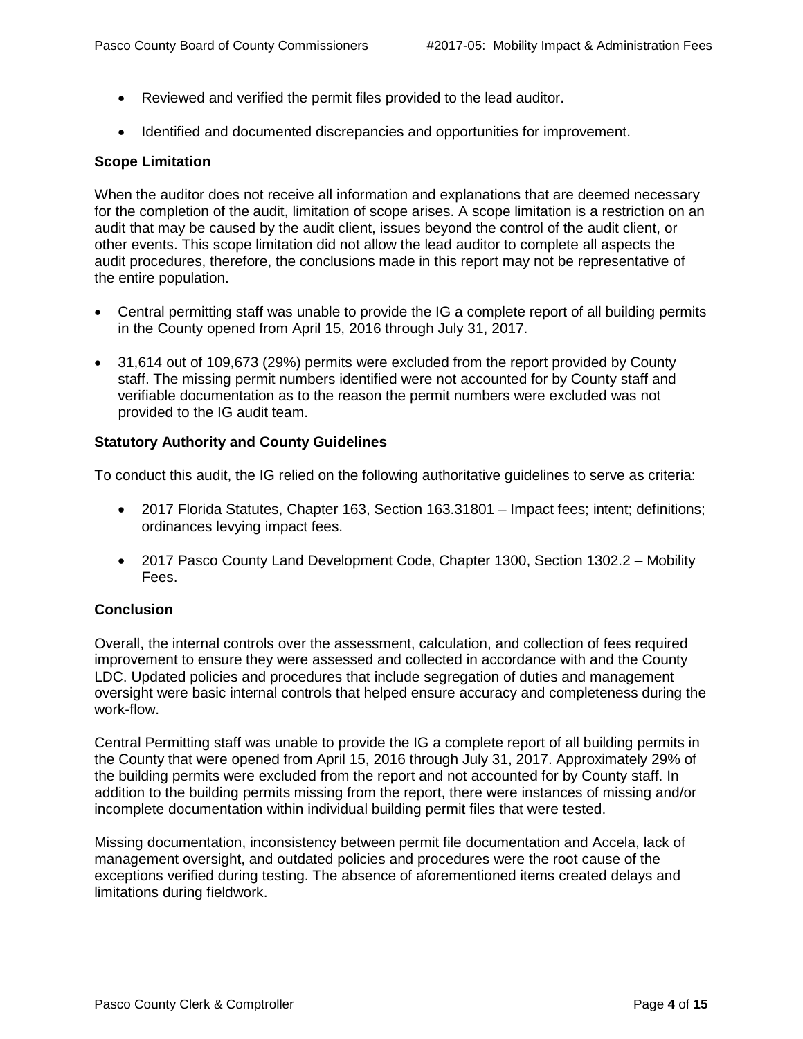- Reviewed and verified the permit files provided to the lead auditor.
- Identified and documented discrepancies and opportunities for improvement.

### Scope Limitation

When the auditor does not receive all information and explanations that are deemed necessary for the completion of the audit, limitation of scope arises. A scope limitation is a restriction on an audit that may be caused by the audit client, issues beyond the control of the audit client, or other events. This scope limitation did not allow the lead auditor to complete all aspects the audit procedures, therefore, the conclusions made in this report may not be representative of the entire population.

- Central permitting staff was unable to provide the IG a complete report of all building permits in the County opened from April 15, 2016 through July 31, 2017.
- 31,614 out of 109,673 (29%) permits were excluded from the report provided by County staff. The missing permit numbers identified were not accounted for by County staff and verifiable documentation as to the reason the permit numbers were excluded was not provided to the IG audit team.

### Statutory Authority and County Guidelines

To conduct this audit, the IG relied on the following authoritative guidelines to serve as criteria:

- 2017 Florida Statutes, Chapter 163, Section 163.31801 – Impact fees; intent; definitions; ordinances levying impact fees.
- 2017 Pasco County Land Development Code, Chapter 1300, Section 1302.2 – Mobility Fees.

### Conclusion

Overall, the internal controls over the assessment, calculation, and collection of fees required improvement to ensure they were assessed and collected in accordance with and the County LDC. Updated policies and procedures that include segregation of duties and management oversight were basic internal controls that helped ensure accuracy and completeness during the work-flow.

Central Permitting staff was unable to provide the IG a complete report of all building permits in the County that were opened from April 15, 2016 through July 31, 2017. Approximately 29% of the building permits were excluded from the report and not accounted for by County staff. In addition to the building permits missing from the report, there were instances of missing and/or incomplete documentation within individual building permit files that were tested.

Missing documentation, inconsistency between permit file documentation and Accela, lack of management oversight, and outdated policies and procedures were the root cause of the exceptions verified during testing. The absence of aforementioned items created delays and limitations during fieldwork.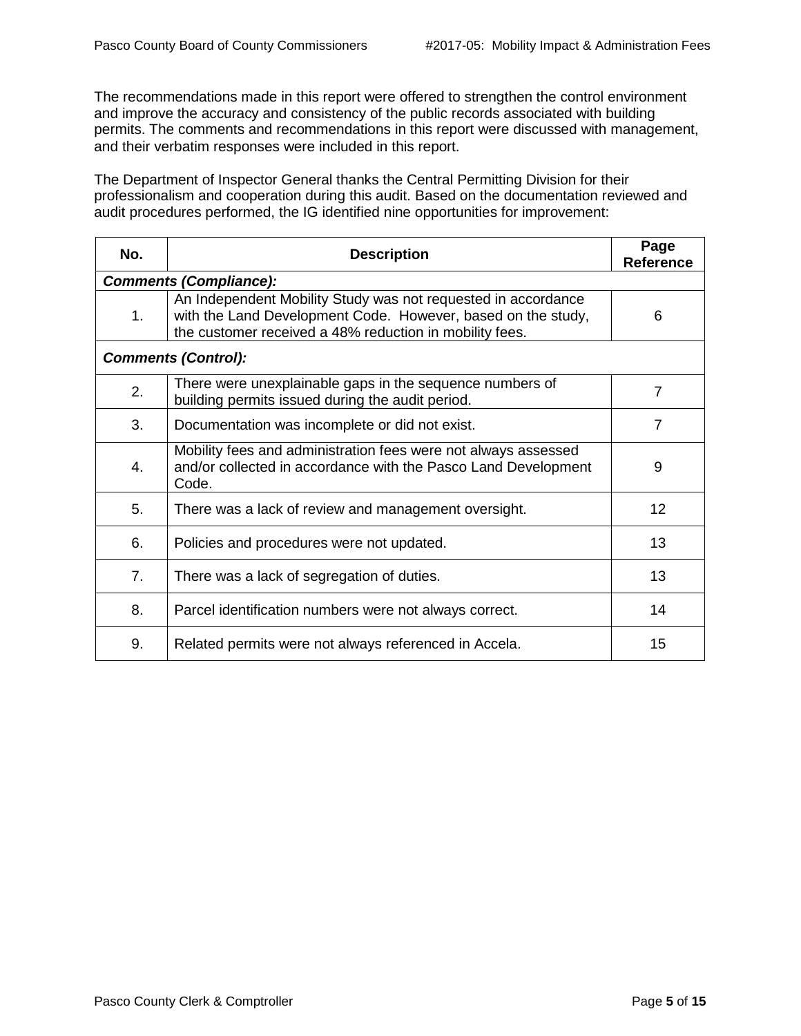The recommendations made in this report were offered to strengthen the control environment and improve the accuracy and consistency of the public records associated with building permits. The comments and recommendations in this report were discussed with management, and their verbatim responses were included in this report.

The Department of Inspector General thanks the Central Permitting Division for their professionalism and cooperation during this audit. Based on the documentation reviewed and audit procedures performed, the IG identified nine opportunities for improvement:

| No. | Description | Page Reference |
|---|---|---|
| ***Comments (Compliance):*** | | |
| 1. | An Independent Mobility Study was not requested in accordance with the Land Development Code. However, based on the study, the customer received a 48% reduction in mobility fees. | 6 |
| ***Comments (Control):*** | | |
| 2. | There were unexplainable gaps in the sequence numbers of building permits issued during the audit period. | 7 |
| 3. | Documentation was incomplete or did not exist. | 7 |
| 4. | Mobility fees and administration fees were not always assessed and/or collected in accordance with the Pasco Land Development Code. | 9 |
| 5. | There was a lack of review and management oversight. | 12 |
| 6. | Policies and procedures were not updated. | 13 |
| 7. | There was a lack of segregation of duties. | 13 |
| 8. | Parcel identification numbers were not always correct. | 14 |
| 9. | Related permits were not always referenced in Accela. | 15 |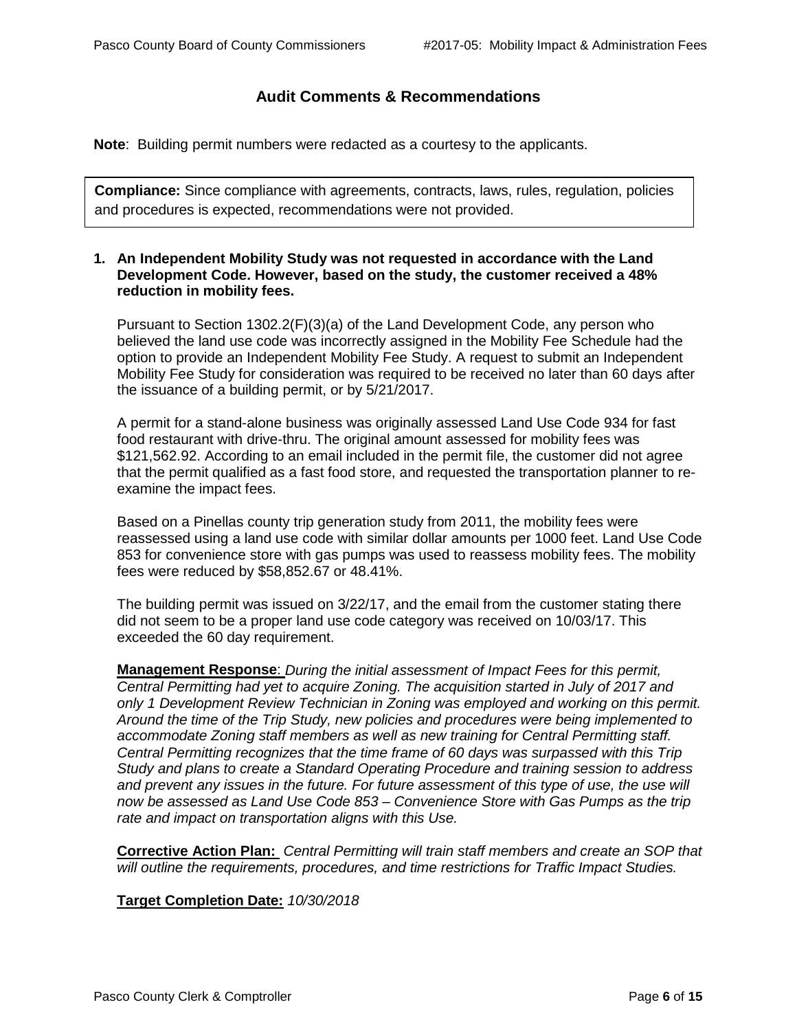## Audit Comments & Recommendations

**Note**: Building permit numbers were redacted as a courtesy to the applicants.

**Compliance:** Since compliance with agreements, contracts, laws, rules, regulation, policies and procedures is expected, recommendations were not provided.

**1. An Independent Mobility Study was not requested in accordance with the Land Development Code. However, based on the study, the customer received a 48% reduction in mobility fees.**

Pursuant to Section 1302.2(F)(3)(a) of the Land Development Code, any person who believed the land use code was incorrectly assigned in the Mobility Fee Schedule had the option to provide an Independent Mobility Fee Study. A request to submit an Independent Mobility Fee Study for consideration was required to be received no later than 60 days after the issuance of a building permit, or by 5/21/2017.

A permit for a stand-alone business was originally assessed Land Use Code 934 for fast food restaurant with drive-thru. The original amount assessed for mobility fees was $121,562.92. According to an email included in the permit file, the customer did not agree that the permit qualified as a fast food store, and requested the transportation planner to re-examine the impact fees.

Based on a Pinellas county trip generation study from 2011, the mobility fees were reassessed using a land use code with similar dollar amounts per 1000 feet. Land Use Code 853 for convenience store with gas pumps was used to reassess mobility fees. The mobility fees were reduced by $58,852.67 or 48.41%.

The building permit was issued on 3/22/17, and the email from the customer stating there did not seem to be a proper land use code category was received on 10/03/17. This exceeded the 60 day requirement.

**Management Response**: *During the initial assessment of Impact Fees for this permit, Central Permitting had yet to acquire Zoning. The acquisition started in July of 2017 and only 1 Development Review Technician in Zoning was employed and working on this permit. Around the time of the Trip Study, new policies and procedures were being implemented to accommodate Zoning staff members as well as new training for Central Permitting staff. Central Permitting recognizes that the time frame of 60 days was surpassed with this Trip Study and plans to create a Standard Operating Procedure and training session to address and prevent any issues in the future. For future assessment of this type of use, the use will now be assessed as Land Use Code 853 – Convenience Store with Gas Pumps as the trip rate and impact on transportation aligns with this Use.*

**Corrective Action Plan:** *Central Permitting will train staff members and create an SOP that will outline the requirements, procedures, and time restrictions for Traffic Impact Studies.*

**Target Completion Date:** *10/30/2018*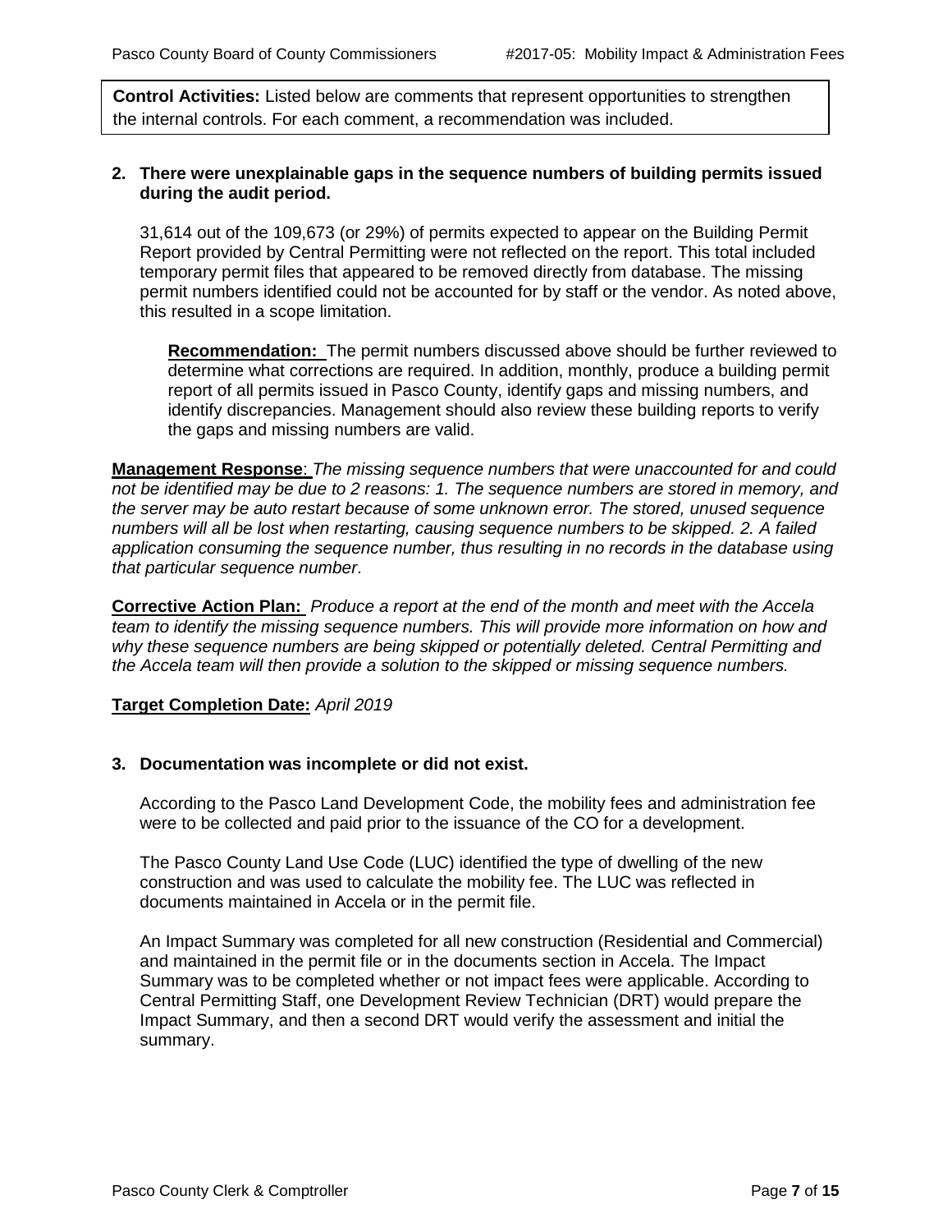**Control Activities:** Listed below are comments that represent opportunities to strengthen the internal controls. For each comment, a recommendation was included.

**2. There were unexplainable gaps in the sequence numbers of building permits issued during the audit period.**

31,614 out of the 109,673 (or 29%) of permits expected to appear on the Building Permit Report provided by Central Permitting were not reflected on the report. This total included temporary permit files that appeared to be removed directly from database. The missing permit numbers identified could not be accounted for by staff or the vendor. As noted above, this resulted in a scope limitation.

> **Recommendation:** The permit numbers discussed above should be further reviewed to determine what corrections are required. In addition, monthly, produce a building permit report of all permits issued in Pasco County, identify gaps and missing numbers, and identify discrepancies. Management should also review these building reports to verify the gaps and missing numbers are valid.

**Management Response**: *The missing sequence numbers that were unaccounted for and could not be identified may be due to 2 reasons: 1. The sequence numbers are stored in memory, and the server may be auto restart because of some unknown error. The stored, unused sequence numbers will all be lost when restarting, causing sequence numbers to be skipped. 2. A failed application consuming the sequence number, thus resulting in no records in the database using that particular sequence number.*

**Corrective Action Plan:** *Produce a report at the end of the month and meet with the Accela team to identify the missing sequence numbers. This will provide more information on how and why these sequence numbers are being skipped or potentially deleted. Central Permitting and the Accela team will then provide a solution to the skipped or missing sequence numbers.*

**Target Completion Date:** *April 2019*

**3. Documentation was incomplete or did not exist.**

According to the Pasco Land Development Code, the mobility fees and administration fee were to be collected and paid prior to the issuance of the CO for a development.

The Pasco County Land Use Code (LUC) identified the type of dwelling of the new construction and was used to calculate the mobility fee. The LUC was reflected in documents maintained in Accela or in the permit file.

An Impact Summary was completed for all new construction (Residential and Commercial) and maintained in the permit file or in the documents section in Accela. The Impact Summary was to be completed whether or not impact fees were applicable. According to Central Permitting Staff, one Development Review Technician (DRT) would prepare the Impact Summary, and then a second DRT would verify the assessment and initial the summary.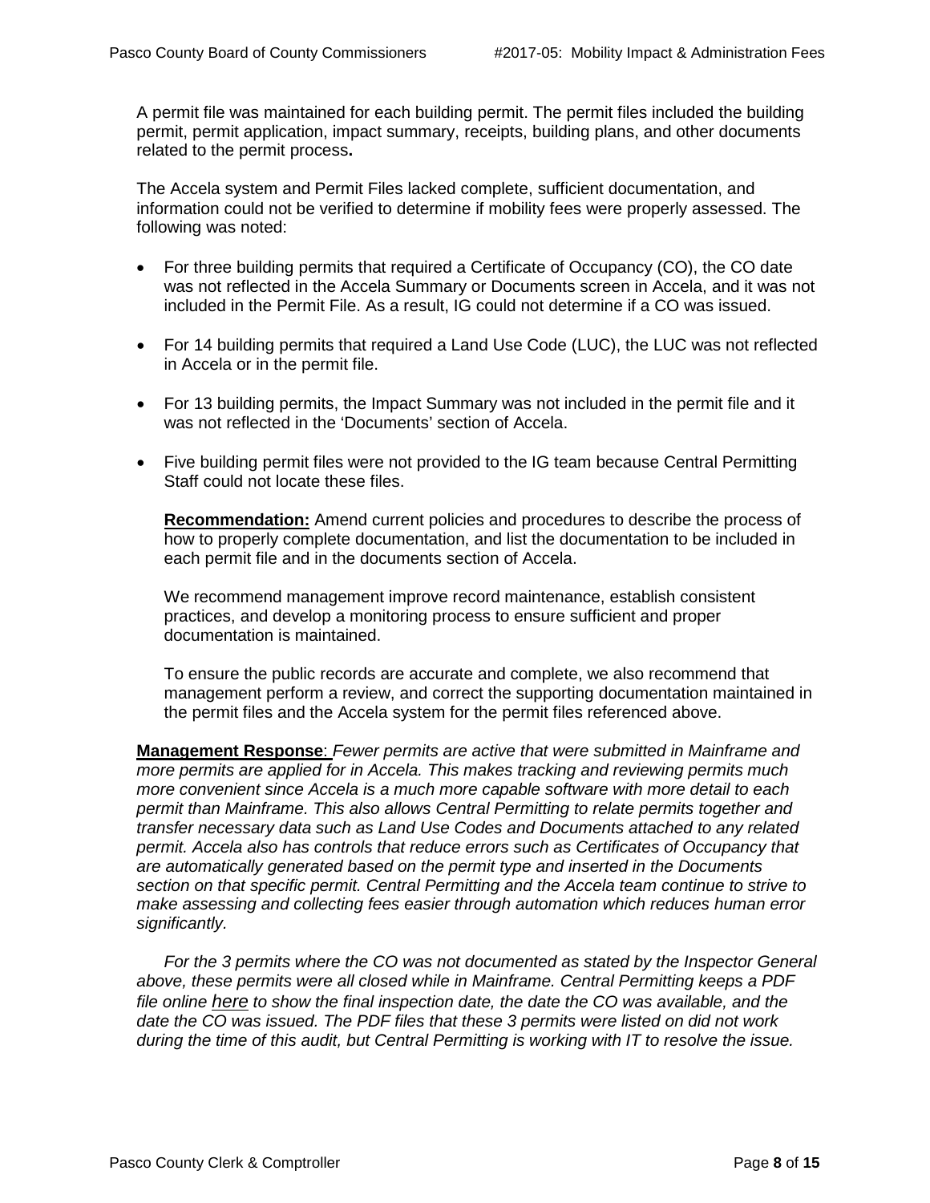A permit file was maintained for each building permit. The permit files included the building permit, permit application, impact summary, receipts, building plans, and other documents related to the permit process**.**

The Accela system and Permit Files lacked complete, sufficient documentation, and information could not be verified to determine if mobility fees were properly assessed. The following was noted:

- For three building permits that required a Certificate of Occupancy (CO), the CO date was not reflected in the Accela Summary or Documents screen in Accela, and it was not included in the Permit File. As a result, IG could not determine if a CO was issued.
- For 14 building permits that required a Land Use Code (LUC), the LUC was not reflected in Accela or in the permit file.
- For 13 building permits, the Impact Summary was not included in the permit file and it was not reflected in the 'Documents' section of Accela.
- Five building permit files were not provided to the IG team because Central Permitting Staff could not locate these files.

**Recommendation:** Amend current policies and procedures to describe the process of how to properly complete documentation, and list the documentation to be included in each permit file and in the documents section of Accela.

We recommend management improve record maintenance, establish consistent practices, and develop a monitoring process to ensure sufficient and proper documentation is maintained.

To ensure the public records are accurate and complete, we also recommend that management perform a review, and correct the supporting documentation maintained in the permit files and the Accela system for the permit files referenced above.

**Management Response**: *Fewer permits are active that were submitted in Mainframe and more permits are applied for in Accela. This makes tracking and reviewing permits much more convenient since Accela is a much more capable software with more detail to each permit than Mainframe. This also allows Central Permitting to relate permits together and transfer necessary data such as Land Use Codes and Documents attached to any related permit. Accela also has controls that reduce errors such as Certificates of Occupancy that are automatically generated based on the permit type and inserted in the Documents section on that specific permit. Central Permitting and the Accela team continue to strive to make assessing and collecting fees easier through automation which reduces human error significantly.*

*For the 3 permits where the CO was not documented as stated by the Inspector General above, these permits were all closed while in Mainframe. Central Permitting keeps a PDF file online here to show the final inspection date, the date the CO was available, and the date the CO was issued. The PDF files that these 3 permits were listed on did not work during the time of this audit, but Central Permitting is working with IT to resolve the issue.*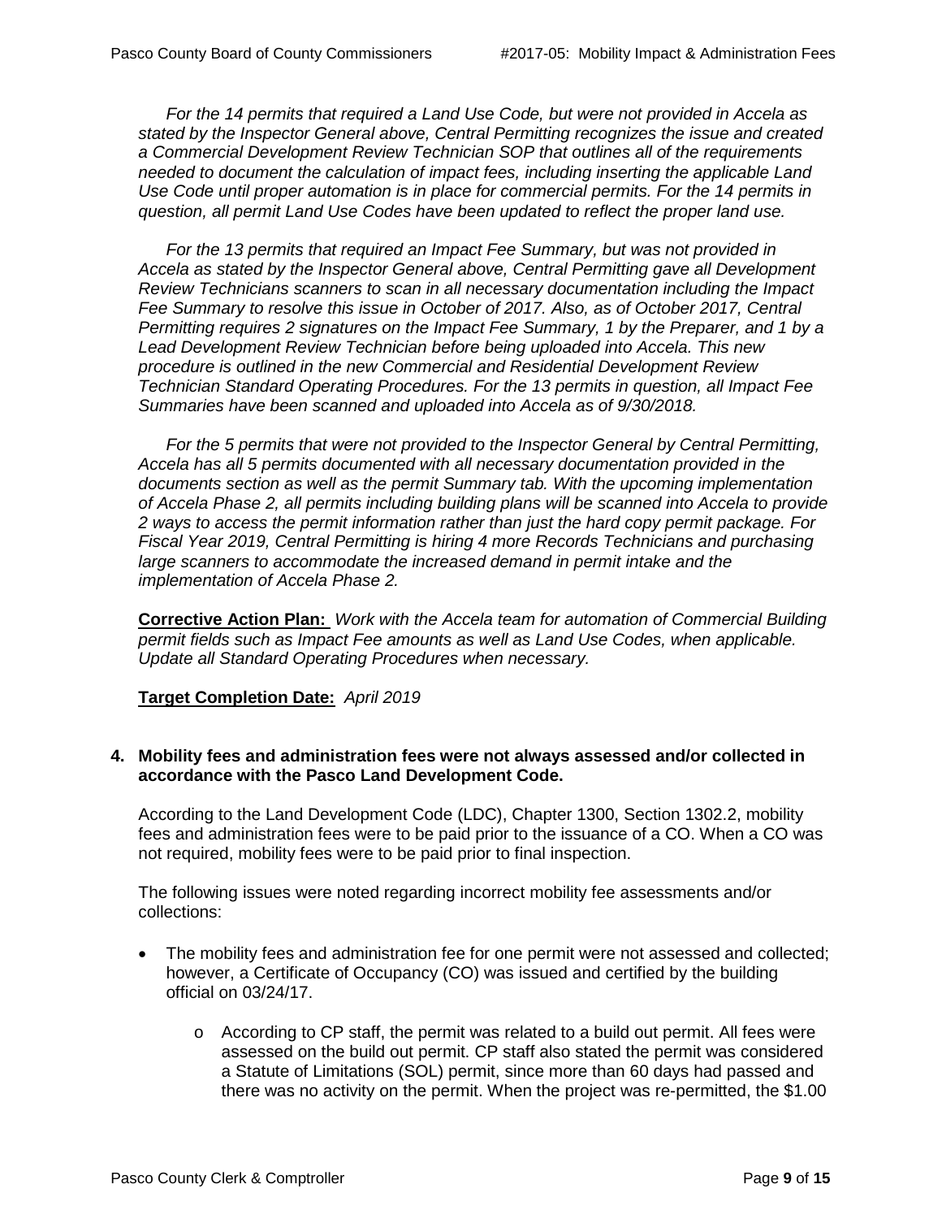*For the 14 permits that required a Land Use Code, but were not provided in Accela as stated by the Inspector General above, Central Permitting recognizes the issue and created a Commercial Development Review Technician SOP that outlines all of the requirements needed to document the calculation of impact fees, including inserting the applicable Land Use Code until proper automation is in place for commercial permits. For the 14 permits in question, all permit Land Use Codes have been updated to reflect the proper land use.*

*For the 13 permits that required an Impact Fee Summary, but was not provided in Accela as stated by the Inspector General above, Central Permitting gave all Development Review Technicians scanners to scan in all necessary documentation including the Impact Fee Summary to resolve this issue in October of 2017. Also, as of October 2017, Central Permitting requires 2 signatures on the Impact Fee Summary, 1 by the Preparer, and 1 by a Lead Development Review Technician before being uploaded into Accela. This new procedure is outlined in the new Commercial and Residential Development Review Technician Standard Operating Procedures. For the 13 permits in question, all Impact Fee Summaries have been scanned and uploaded into Accela as of 9/30/2018.*

*For the 5 permits that were not provided to the Inspector General by Central Permitting, Accela has all 5 permits documented with all necessary documentation provided in the documents section as well as the permit Summary tab. With the upcoming implementation of Accela Phase 2, all permits including building plans will be scanned into Accela to provide 2 ways to access the permit information rather than just the hard copy permit package. For Fiscal Year 2019, Central Permitting is hiring 4 more Records Technicians and purchasing large scanners to accommodate the increased demand in permit intake and the implementation of Accela Phase 2.*

**Corrective Action Plan:** *Work with the Accela team for automation of Commercial Building permit fields such as Impact Fee amounts as well as Land Use Codes, when applicable. Update all Standard Operating Procedures when necessary.*

**Target Completion Date:** *April 2019*

**4. Mobility fees and administration fees were not always assessed and/or collected in accordance with the Pasco Land Development Code.**

According to the Land Development Code (LDC), Chapter 1300, Section 1302.2, mobility fees and administration fees were to be paid prior to the issuance of a CO. When a CO was not required, mobility fees were to be paid prior to final inspection.

The following issues were noted regarding incorrect mobility fee assessments and/or collections:

- The mobility fees and administration fee for one permit were not assessed and collected; however, a Certificate of Occupancy (CO) was issued and certified by the building official on 03/24/17.
  - According to CP staff, the permit was related to a build out permit. All fees were assessed on the build out permit. CP staff also stated the permit was considered a Statute of Limitations (SOL) permit, since more than 60 days had passed and there was no activity on the permit. When the project was re-permitted, the $1.00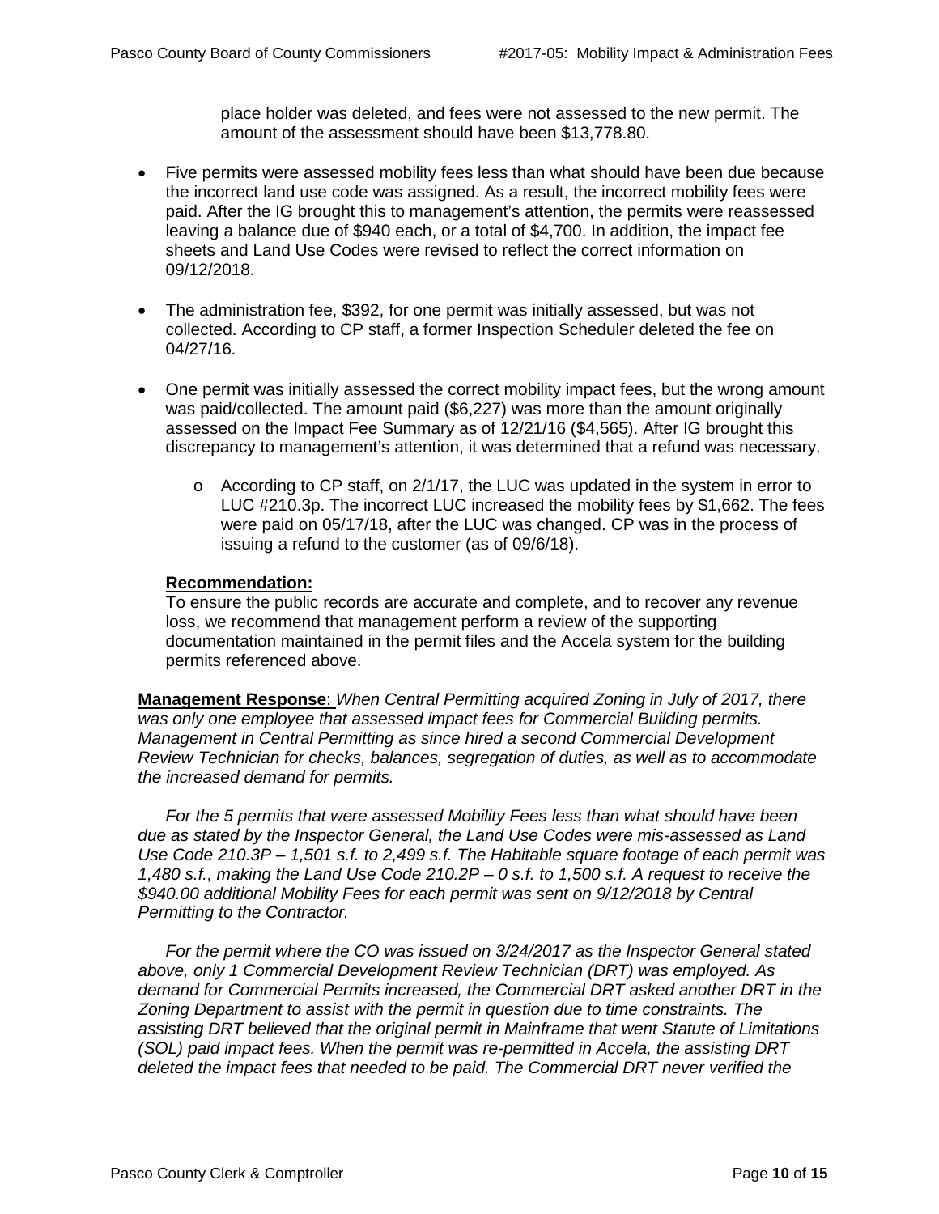place holder was deleted, and fees were not assessed to the new permit. The amount of the assessment should have been $13,778.80.

- Five permits were assessed mobility fees less than what should have been due because the incorrect land use code was assigned. As a result, the incorrect mobility fees were paid. After the IG brought this to management's attention, the permits were reassessed leaving a balance due of $940 each, or a total of $4,700. In addition, the impact fee sheets and Land Use Codes were revised to reflect the correct information on 09/12/2018.

- The administration fee, $392, for one permit was initially assessed, but was not collected. According to CP staff, a former Inspection Scheduler deleted the fee on 04/27/16.

- One permit was initially assessed the correct mobility impact fees, but the wrong amount was paid/collected. The amount paid ($6,227) was more than the amount originally assessed on the Impact Fee Summary as of 12/21/16 ($4,565). After IG brought this discrepancy to management's attention, it was determined that a refund was necessary.
  - According to CP staff, on 2/1/17, the LUC was updated in the system in error to LUC #210.3p. The incorrect LUC increased the mobility fees by $1,662. The fees were paid on 05/17/18, after the LUC was changed. CP was in the process of issuing a refund to the customer (as of 09/6/18).

**Recommendation:**

To ensure the public records are accurate and complete, and to recover any revenue loss, we recommend that management perform a review of the supporting documentation maintained in the permit files and the Accela system for the building permits referenced above.

**Management Response**: *When Central Permitting acquired Zoning in July of 2017, there was only one employee that assessed impact fees for Commercial Building permits. Management in Central Permitting as since hired a second Commercial Development Review Technician for checks, balances, segregation of duties, as well as to accommodate the increased demand for permits.*

*For the 5 permits that were assessed Mobility Fees less than what should have been due as stated by the Inspector General, the Land Use Codes were mis-assessed as Land Use Code 210.3P – 1,501 s.f. to 2,499 s.f. The Habitable square footage of each permit was 1,480 s.f., making the Land Use Code 210.2P – 0 s.f. to 1,500 s.f. A request to receive the $940.00 additional Mobility Fees for each permit was sent on 9/12/2018 by Central Permitting to the Contractor.*

*For the permit where the CO was issued on 3/24/2017 as the Inspector General stated above, only 1 Commercial Development Review Technician (DRT) was employed. As demand for Commercial Permits increased, the Commercial DRT asked another DRT in the Zoning Department to assist with the permit in question due to time constraints. The assisting DRT believed that the original permit in Mainframe that went Statute of Limitations (SOL) paid impact fees. When the permit was re-permitted in Accela, the assisting DRT deleted the impact fees that needed to be paid. The Commercial DRT never verified the*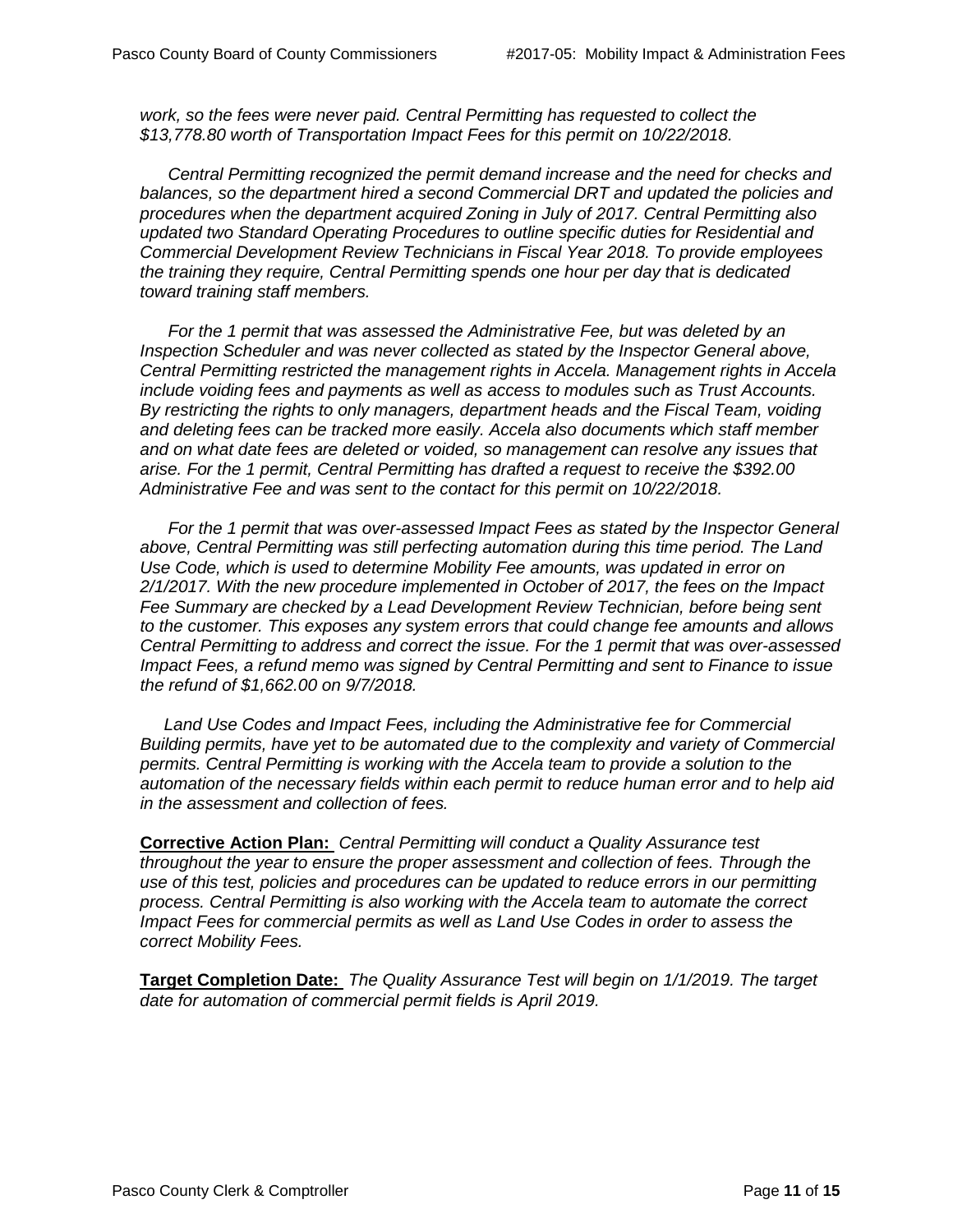*work, so the fees were never paid. Central Permitting has requested to collect the $13,778.80 worth of Transportation Impact Fees for this permit on 10/22/2018.*

*Central Permitting recognized the permit demand increase and the need for checks and balances, so the department hired a second Commercial DRT and updated the policies and procedures when the department acquired Zoning in July of 2017. Central Permitting also updated two Standard Operating Procedures to outline specific duties for Residential and Commercial Development Review Technicians in Fiscal Year 2018. To provide employees the training they require, Central Permitting spends one hour per day that is dedicated toward training staff members.*

*For the 1 permit that was assessed the Administrative Fee, but was deleted by an Inspection Scheduler and was never collected as stated by the Inspector General above, Central Permitting restricted the management rights in Accela. Management rights in Accela include voiding fees and payments as well as access to modules such as Trust Accounts. By restricting the rights to only managers, department heads and the Fiscal Team, voiding and deleting fees can be tracked more easily. Accela also documents which staff member and on what date fees are deleted or voided, so management can resolve any issues that arise. For the 1 permit, Central Permitting has drafted a request to receive the $392.00 Administrative Fee and was sent to the contact for this permit on 10/22/2018.*

*For the 1 permit that was over-assessed Impact Fees as stated by the Inspector General above, Central Permitting was still perfecting automation during this time period. The Land Use Code, which is used to determine Mobility Fee amounts, was updated in error on 2/1/2017. With the new procedure implemented in October of 2017, the fees on the Impact Fee Summary are checked by a Lead Development Review Technician, before being sent to the customer. This exposes any system errors that could change fee amounts and allows Central Permitting to address and correct the issue. For the 1 permit that was over-assessed Impact Fees, a refund memo was signed by Central Permitting and sent to Finance to issue the refund of $1,662.00 on 9/7/2018.*

*Land Use Codes and Impact Fees, including the Administrative fee for Commercial Building permits, have yet to be automated due to the complexity and variety of Commercial permits. Central Permitting is working with the Accela team to provide a solution to the automation of the necessary fields within each permit to reduce human error and to help aid in the assessment and collection of fees.*

**Corrective Action Plan:** *Central Permitting will conduct a Quality Assurance test throughout the year to ensure the proper assessment and collection of fees. Through the use of this test, policies and procedures can be updated to reduce errors in our permitting process. Central Permitting is also working with the Accela team to automate the correct Impact Fees for commercial permits as well as Land Use Codes in order to assess the correct Mobility Fees.*

**Target Completion Date:** *The Quality Assurance Test will begin on 1/1/2019. The target date for automation of commercial permit fields is April 2019.*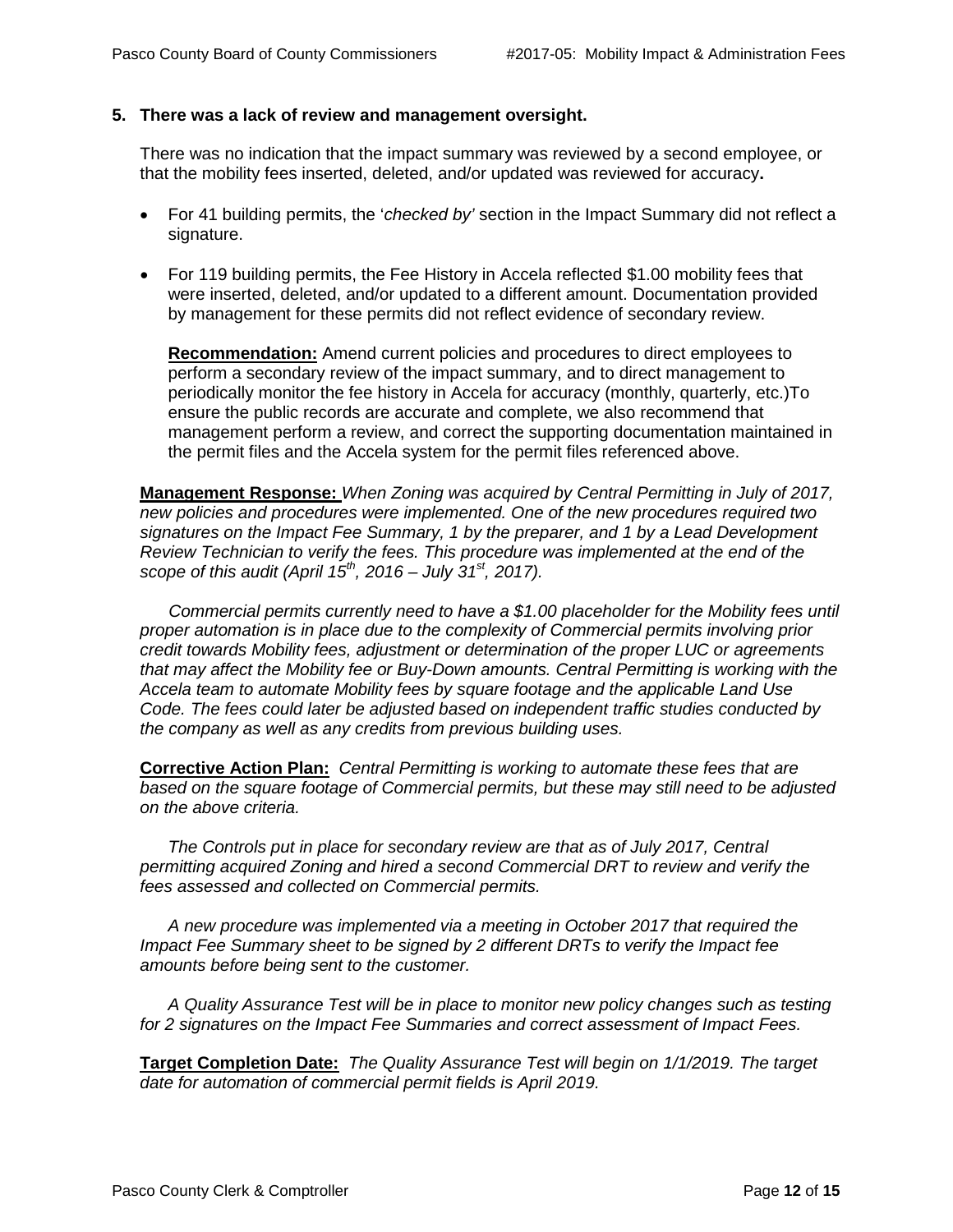## 5. There was a lack of review and management oversight.

There was no indication that the impact summary was reviewed by a second employee, or that the mobility fees inserted, deleted, and/or updated was reviewed for accuracy**.**

- For 41 building permits, the '*checked by'* section in the Impact Summary did not reflect a signature.
- For 119 building permits, the Fee History in Accela reflected $1.00 mobility fees that were inserted, deleted, and/or updated to a different amount. Documentation provided by management for these permits did not reflect evidence of secondary review.

**Recommendation:** Amend current policies and procedures to direct employees to perform a secondary review of the impact summary, and to direct management to periodically monitor the fee history in Accela for accuracy (monthly, quarterly, etc.)To ensure the public records are accurate and complete, we also recommend that management perform a review, and correct the supporting documentation maintained in the permit files and the Accela system for the permit files referenced above.

**Management Response:** *When Zoning was acquired by Central Permitting in July of 2017, new policies and procedures were implemented. One of the new procedures required two signatures on the Impact Fee Summary, 1 by the preparer, and 1 by a Lead Development Review Technician to verify the fees. This procedure was implemented at the end of the scope of this audit (April 15th, 2016 – July 31st, 2017).*

*Commercial permits currently need to have a $1.00 placeholder for the Mobility fees until proper automation is in place due to the complexity of Commercial permits involving prior credit towards Mobility fees, adjustment or determination of the proper LUC or agreements that may affect the Mobility fee or Buy-Down amounts. Central Permitting is working with the Accela team to automate Mobility fees by square footage and the applicable Land Use Code. The fees could later be adjusted based on independent traffic studies conducted by the company as well as any credits from previous building uses.*

**Corrective Action Plan:** *Central Permitting is working to automate these fees that are based on the square footage of Commercial permits, but these may still need to be adjusted on the above criteria.*

*The Controls put in place for secondary review are that as of July 2017, Central permitting acquired Zoning and hired a second Commercial DRT to review and verify the fees assessed and collected on Commercial permits.*

*A new procedure was implemented via a meeting in October 2017 that required the Impact Fee Summary sheet to be signed by 2 different DRTs to verify the Impact fee amounts before being sent to the customer.*

*A Quality Assurance Test will be in place to monitor new policy changes such as testing for 2 signatures on the Impact Fee Summaries and correct assessment of Impact Fees.*

**Target Completion Date:** *The Quality Assurance Test will begin on 1/1/2019. The target date for automation of commercial permit fields is April 2019.*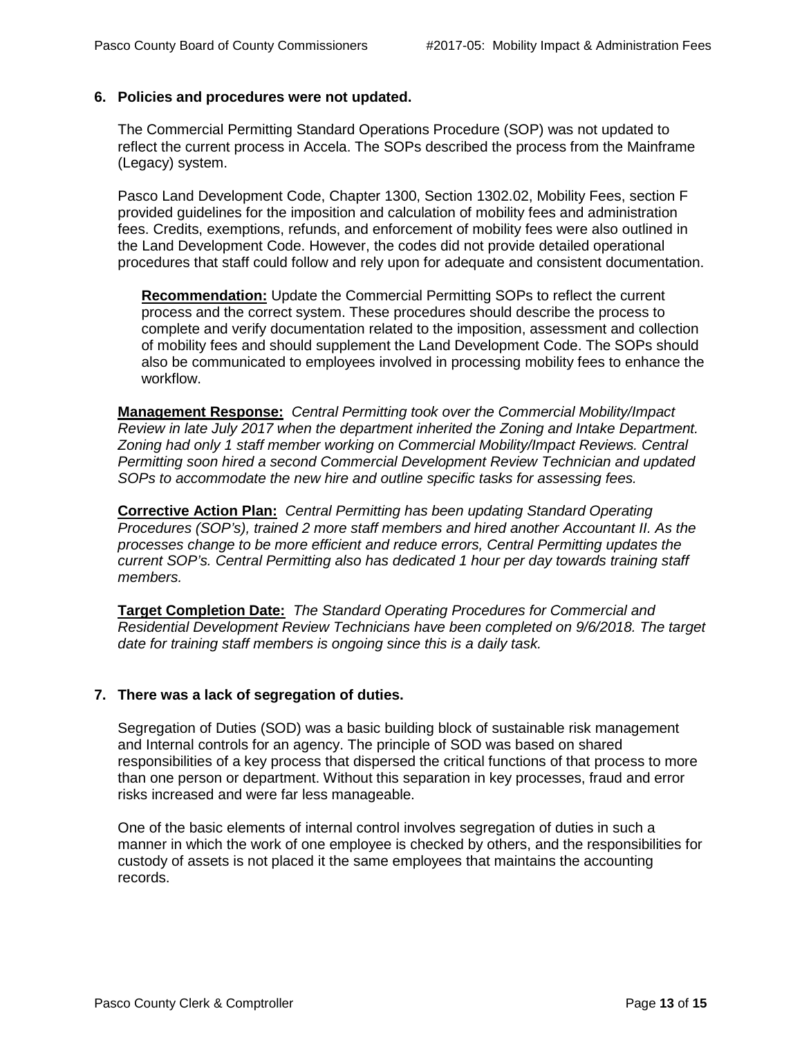## 6. Policies and procedures were not updated.

The Commercial Permitting Standard Operations Procedure (SOP) was not updated to reflect the current process in Accela. The SOPs described the process from the Mainframe (Legacy) system.

Pasco Land Development Code, Chapter 1300, Section 1302.02, Mobility Fees, section F provided guidelines for the imposition and calculation of mobility fees and administration fees. Credits, exemptions, refunds, and enforcement of mobility fees were also outlined in the Land Development Code. However, the codes did not provide detailed operational procedures that staff could follow and rely upon for adequate and consistent documentation.

**Recommendation:** Update the Commercial Permitting SOPs to reflect the current process and the correct system. These procedures should describe the process to complete and verify documentation related to the imposition, assessment and collection of mobility fees and should supplement the Land Development Code. The SOPs should also be communicated to employees involved in processing mobility fees to enhance the workflow.

**Management Response:** *Central Permitting took over the Commercial Mobility/Impact Review in late July 2017 when the department inherited the Zoning and Intake Department. Zoning had only 1 staff member working on Commercial Mobility/Impact Reviews. Central Permitting soon hired a second Commercial Development Review Technician and updated SOPs to accommodate the new hire and outline specific tasks for assessing fees.*

**Corrective Action Plan:** *Central Permitting has been updating Standard Operating Procedures (SOP's), trained 2 more staff members and hired another Accountant II. As the processes change to be more efficient and reduce errors, Central Permitting updates the current SOP's. Central Permitting also has dedicated 1 hour per day towards training staff members.*

**Target Completion Date:** *The Standard Operating Procedures for Commercial and Residential Development Review Technicians have been completed on 9/6/2018. The target date for training staff members is ongoing since this is a daily task.*

## 7. There was a lack of segregation of duties.

Segregation of Duties (SOD) was a basic building block of sustainable risk management and Internal controls for an agency. The principle of SOD was based on shared responsibilities of a key process that dispersed the critical functions of that process to more than one person or department. Without this separation in key processes, fraud and error risks increased and were far less manageable.

One of the basic elements of internal control involves segregation of duties in such a manner in which the work of one employee is checked by others, and the responsibilities for custody of assets is not placed it the same employees that maintains the accounting records.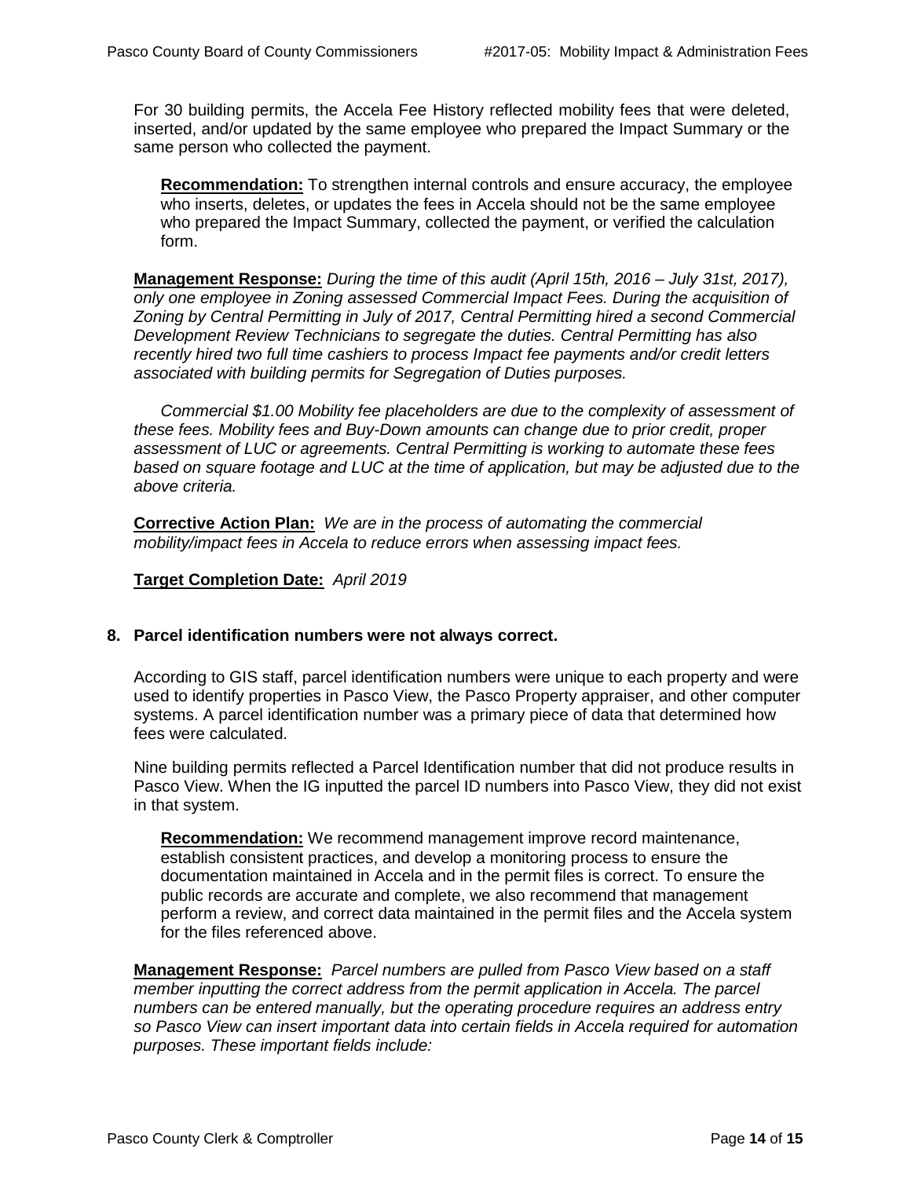For 30 building permits, the Accela Fee History reflected mobility fees that were deleted, inserted, and/or updated by the same employee who prepared the Impact Summary or the same person who collected the payment.

**Recommendation:** To strengthen internal controls and ensure accuracy, the employee who inserts, deletes, or updates the fees in Accela should not be the same employee who prepared the Impact Summary, collected the payment, or verified the calculation form.

**Management Response:** *During the time of this audit (April 15th, 2016 – July 31st, 2017), only one employee in Zoning assessed Commercial Impact Fees. During the acquisition of Zoning by Central Permitting in July of 2017, Central Permitting hired a second Commercial Development Review Technicians to segregate the duties. Central Permitting has also recently hired two full time cashiers to process Impact fee payments and/or credit letters associated with building permits for Segregation of Duties purposes.*

*Commercial $1.00 Mobility fee placeholders are due to the complexity of assessment of these fees. Mobility fees and Buy-Down amounts can change due to prior credit, proper assessment of LUC or agreements. Central Permitting is working to automate these fees based on square footage and LUC at the time of application, but may be adjusted due to the above criteria.*

**Corrective Action Plan:** *We are in the process of automating the commercial mobility/impact fees in Accela to reduce errors when assessing impact fees.*

**Target Completion Date:** *April 2019*

**8. Parcel identification numbers were not always correct.**

According to GIS staff, parcel identification numbers were unique to each property and were used to identify properties in Pasco View, the Pasco Property appraiser, and other computer systems. A parcel identification number was a primary piece of data that determined how fees were calculated.

Nine building permits reflected a Parcel Identification number that did not produce results in Pasco View. When the IG inputted the parcel ID numbers into Pasco View, they did not exist in that system.

**Recommendation:** We recommend management improve record maintenance, establish consistent practices, and develop a monitoring process to ensure the documentation maintained in Accela and in the permit files is correct. To ensure the public records are accurate and complete, we also recommend that management perform a review, and correct data maintained in the permit files and the Accela system for the files referenced above.

**Management Response:** *Parcel numbers are pulled from Pasco View based on a staff member inputting the correct address from the permit application in Accela. The parcel numbers can be entered manually, but the operating procedure requires an address entry so Pasco View can insert important data into certain fields in Accela required for automation purposes. These important fields include:*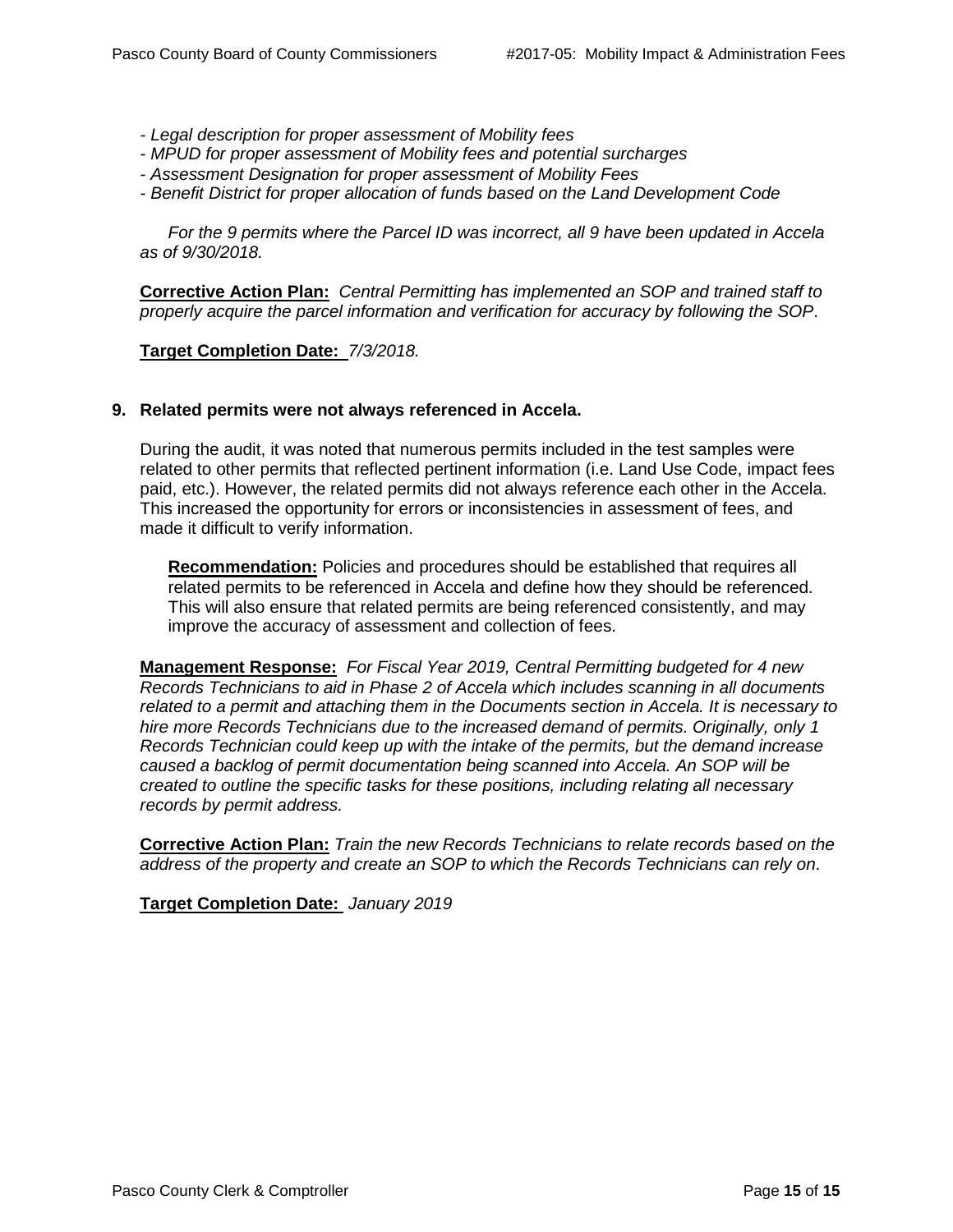*- Legal description for proper assessment of Mobility fees*
*- MPUD for proper assessment of Mobility fees and potential surcharges*
*- Assessment Designation for proper assessment of Mobility Fees*
*- Benefit District for proper allocation of funds based on the Land Development Code*

*For the 9 permits where the Parcel ID was incorrect, all 9 have been updated in Accela as of 9/30/2018.*

**Corrective Action Plan:** *Central Permitting has implemented an SOP and trained staff to properly acquire the parcel information and verification for accuracy by following the SOP.*

**Target Completion Date:** *7/3/2018.*

**9. Related permits were not always referenced in Accela.**

During the audit, it was noted that numerous permits included in the test samples were related to other permits that reflected pertinent information (i.e. Land Use Code, impact fees paid, etc.). However, the related permits did not always reference each other in the Accela. This increased the opportunity for errors or inconsistencies in assessment of fees, and made it difficult to verify information.

**Recommendation:** Policies and procedures should be established that requires all related permits to be referenced in Accela and define how they should be referenced. This will also ensure that related permits are being referenced consistently, and may improve the accuracy of assessment and collection of fees.

**Management Response:** *For Fiscal Year 2019, Central Permitting budgeted for 4 new Records Technicians to aid in Phase 2 of Accela which includes scanning in all documents related to a permit and attaching them in the Documents section in Accela. It is necessary to hire more Records Technicians due to the increased demand of permits. Originally, only 1 Records Technician could keep up with the intake of the permits, but the demand increase caused a backlog of permit documentation being scanned into Accela. An SOP will be created to outline the specific tasks for these positions, including relating all necessary records by permit address.*

**Corrective Action Plan:** *Train the new Records Technicians to relate records based on the address of the property and create an SOP to which the Records Technicians can rely on.*

**Target Completion Date:** *January 2019*